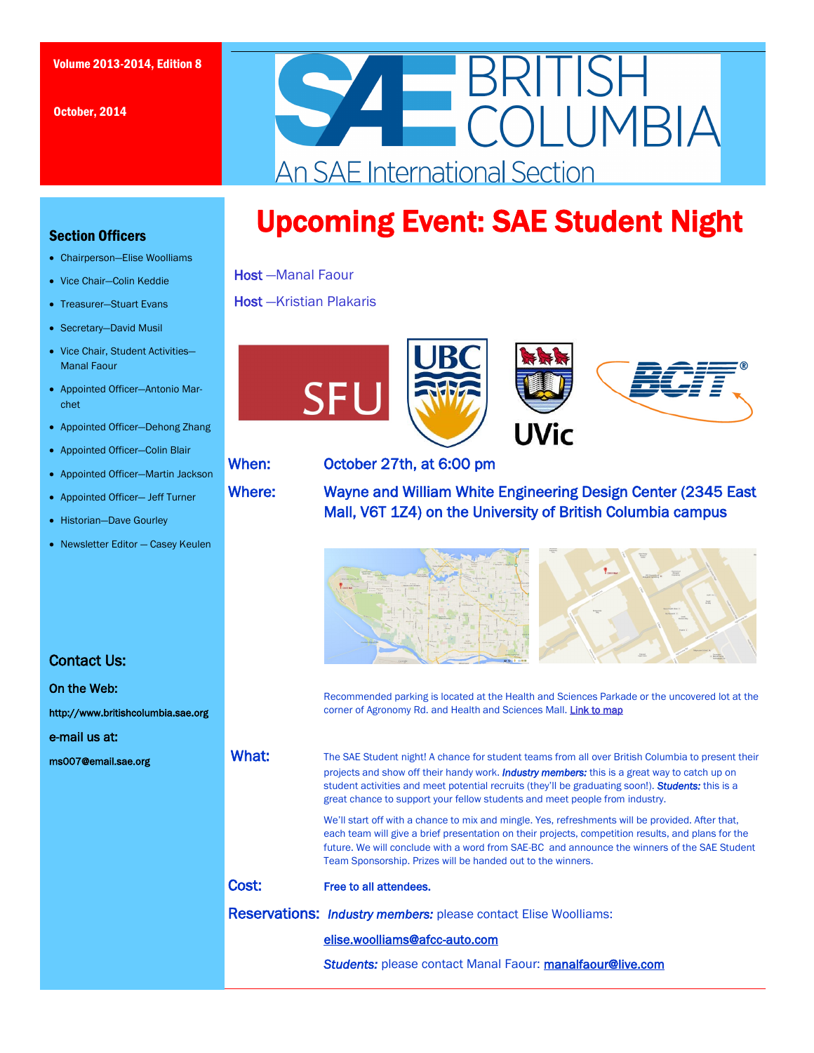Volume 2013-2014, Edition 8

October, 2014

# SAE BRITISH COLUMBIA

An SAE International Section

## Section Officers

- Chairperson—Elise Woolliams
- Vice Chair—Colin Keddie
- Treasurer—Stuart Evans
- Secretary—David Musil
- Vice Chair, Student Activities—Manal Faour
- Appointed Officer—Antonio Marchet
- Appointed Officer—Dehong Zhang
- Appointed Officer—Colin Blair
- Appointed Officer—Martin Jackson
- Appointed Officer— Jeff Turner
- Historian—Dave Gourley
- Newsletter Editor — Casey Keulen

## Contact Us:

**On the Web:**

**http://www.britishcolumbia.sae.org**

**e-mail us at:**

**ms007@email.sae.org**

# Upcoming Event: SAE Student Night

**Host** —Manal Faour

**Host** —Kristian Plakaris

SFU UBC UVic BCIT

**When:** October 27th, at 6:00 pm

**Where:** Wayne and William White Engineering Design Center (2345 East Mall, V6T 1Z4) on the University of British Columbia campus

Recommended parking is located at the Health and Sciences Parkade or the uncovered lot at the corner of Agronomy Rd. and Health and Sciences Mall. Link to map

**What:** The SAE Student night! A chance for student teams from all over British Columbia to present their projects and show off their handy work. ***Industry members:*** this is a great way to catch up on student activities and meet potential recruits (they'll be graduating soon!). ***Students:*** this is a great chance to support your fellow students and meet people from industry.

We'll start off with a chance to mix and mingle. Yes, refreshments will be provided. After that, each team will give a brief presentation on their projects, competition results, and plans for the future. We will conclude with a word from SAE-BC and announce the winners of the SAE Student Team Sponsorship. Prizes will be handed out to the winners.

**Cost:** **Free to all attendees.**

**Reservations:** ***Industry members:*** please contact Elise Woolliams:

elise.woolliams@afcc-auto.com

***Students:*** please contact Manal Faour: manalfaour@live.com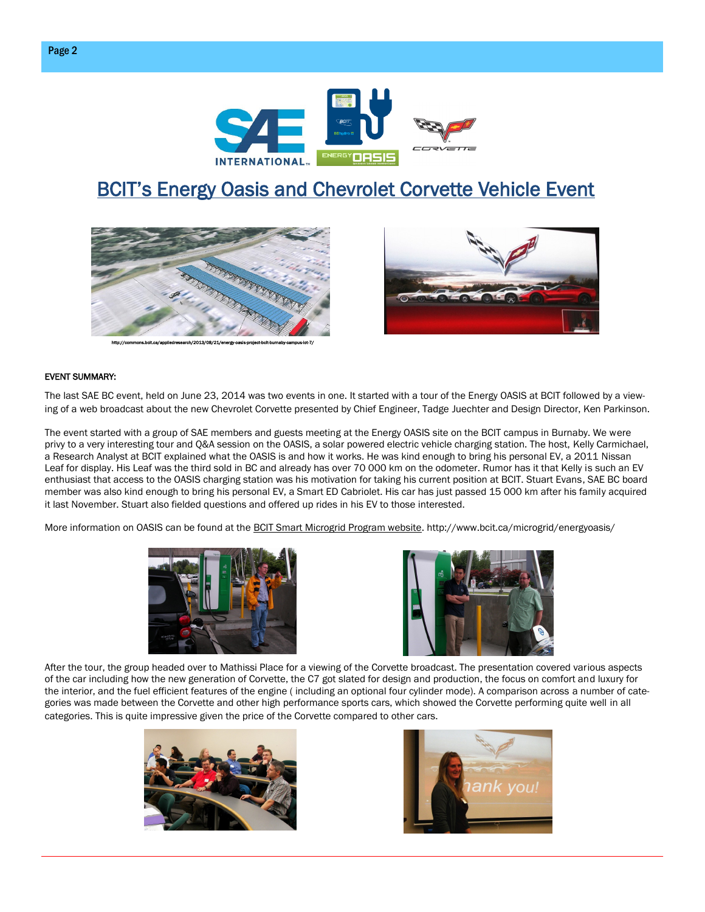# BCIT's Energy Oasis and Chevrolet Corvette Vehicle Event

http://commons.bcit.ca/appliedresearch/2013/08/21/energy-oasis-project-bcit-burnaby-campus-lot-7/

**EVENT SUMMARY:**

The last SAE BC event, held on June 23, 2014 was two events in one. It started with a tour of the Energy OASIS at BCIT followed by a viewing of a web broadcast about the new Chevrolet Corvette presented by Chief Engineer, Tadge Juechter and Design Director, Ken Parkinson.

The event started with a group of SAE members and guests meeting at the Energy OASIS site on the BCIT campus in Burnaby. We were privy to a very interesting tour and Q&A session on the OASIS, a solar powered electric vehicle charging station. The host, Kelly Carmichael, a Research Analyst at BCIT explained what the OASIS is and how it works. He was kind enough to bring his personal EV, a 2011 Nissan Leaf for display. His Leaf was the third sold in BC and already has over 70 000 km on the odometer. Rumor has it that Kelly is such an EV enthusiast that access to the OASIS charging station was his motivation for taking his current position at BCIT. Stuart Evans, SAE BC board member was also kind enough to bring his personal EV, a Smart ED Cabriolet. His car has just passed 15 000 km after his family acquired it last November. Stuart also fielded questions and offered up rides in his EV to those interested.

More information on OASIS can be found at the BCIT Smart Microgrid Program website. http://www.bcit.ca/microgrid/energyoasis/

After the tour, the group headed over to Mathissi Place for a viewing of the Corvette broadcast. The presentation covered various aspects of the car including how the new generation of Corvette, the C7 got slated for design and production, the focus on comfort and luxury for the interior, and the fuel efficient features of the engine ( including an optional four cylinder mode). A comparison across a number of categories was made between the Corvette and other high performance sports cars, which showed the Corvette performing quite well in all categories. This is quite impressive given the price of the Corvette compared to other cars.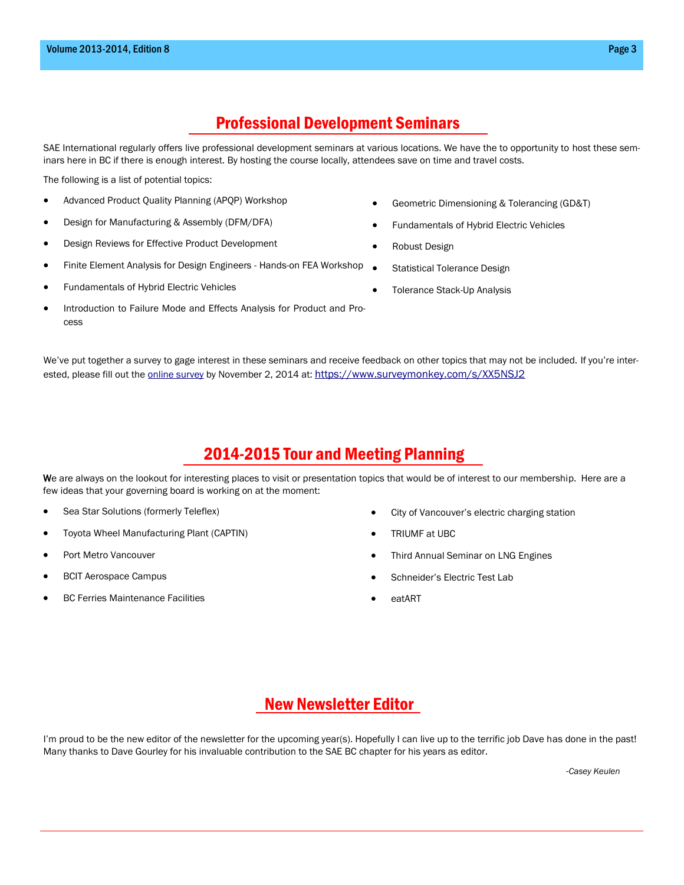## Professional Development Seminars

SAE International regularly offers live professional development seminars at various locations. We have the to opportunity to host these seminars here in BC if there is enough interest. By hosting the course locally, attendees save on time and travel costs.

The following is a list of potential topics:

- Advanced Product Quality Planning (APQP) Workshop
- Design for Manufacturing & Assembly (DFM/DFA)
- Design Reviews for Effective Product Development
- Finite Element Analysis for Design Engineers - Hands-on FEA Workshop
- Fundamentals of Hybrid Electric Vehicles
- Introduction to Failure Mode and Effects Analysis for Product and Process
- Geometric Dimensioning & Tolerancing (GD&T)
- Fundamentals of Hybrid Electric Vehicles
- Robust Design
- Statistical Tolerance Design
- Tolerance Stack-Up Analysis

We've put together a survey to gage interest in these seminars and receive feedback on other topics that may not be included. If you're interested, please fill out the online survey by November 2, 2014 at: https://www.surveymonkey.com/s/XX5NSJ2

## 2014-2015 Tour and Meeting Planning

We are always on the lookout for interesting places to visit or presentation topics that would be of interest to our membership. Here are a few ideas that your governing board is working on at the moment:

- Sea Star Solutions (formerly Teleflex)
- Toyota Wheel Manufacturing Plant (CAPTIN)
- Port Metro Vancouver
- BCIT Aerospace Campus
- BC Ferries Maintenance Facilities
- City of Vancouver's electric charging station
- TRIUMF at UBC
- Third Annual Seminar on LNG Engines
- Schneider's Electric Test Lab
- eatART

## New Newsletter Editor

I'm proud to be the new editor of the newsletter for the upcoming year(s). Hopefully I can live up to the terrific job Dave has done in the past! Many thanks to Dave Gourley for his invaluable contribution to the SAE BC chapter for his years as editor.

*-Casey Keulen*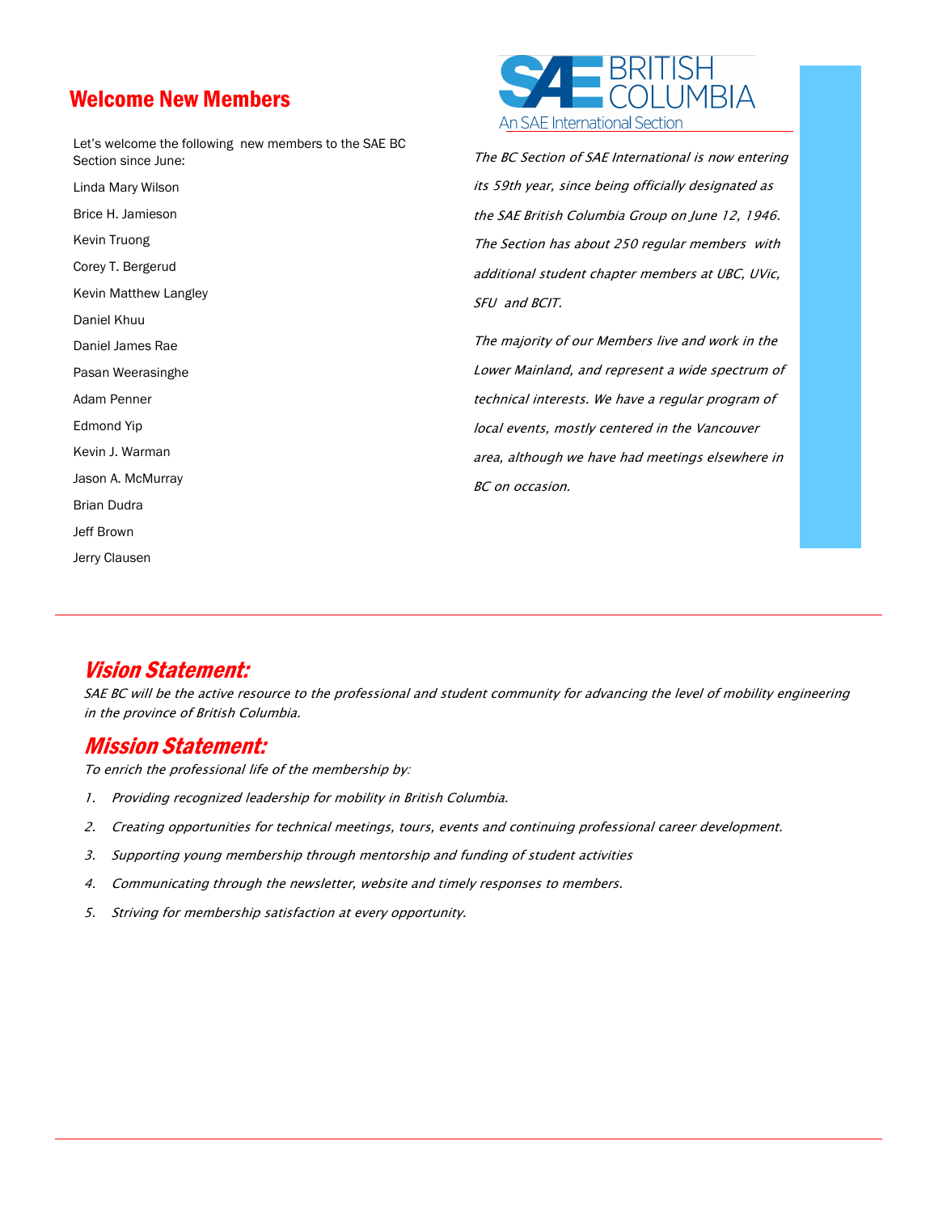## Welcome New Members

Let's welcome the following new members to the SAE BC Section since June:

Linda Mary Wilson

Brice H. Jamieson

Kevin Truong

Corey T. Bergerud

Kevin Matthew Langley

Daniel Khuu

Daniel James Rae

Pasan Weerasinghe

Adam Penner

Edmond Yip

Kevin J. Warman

Jason A. McMurray

Brian Dudra

Jeff Brown

Jerry Clausen

SAE BRITISH COLUMBIA
An SAE International Section

*The BC Section of SAE International is now entering its 59th year, since being officially designated as the SAE British Columbia Group on June 12, 1946. The Section has about 250 regular members with additional student chapter members at UBC, UVic, SFU and BCIT.*

*The majority of our Members live and work in the Lower Mainland, and represent a wide spectrum of technical interests. We have a regular program of local events, mostly centered in the Vancouver area, although we have had meetings elsewhere in BC on occasion.*

## *Vision Statement:*

*SAE BC will be the active resource to the professional and student community for advancing the level of mobility engineering in the province of British Columbia.*

## *Mission Statement:*

*To enrich the professional life of the membership by:*

1. *Providing recognized leadership for mobility in British Columbia.*
2. *Creating opportunities for technical meetings, tours, events and continuing professional career development.*
3. *Supporting young membership through mentorship and funding of student activities*
4. *Communicating through the newsletter, website and timely responses to members.*
5. *Striving for membership satisfaction at every opportunity.*